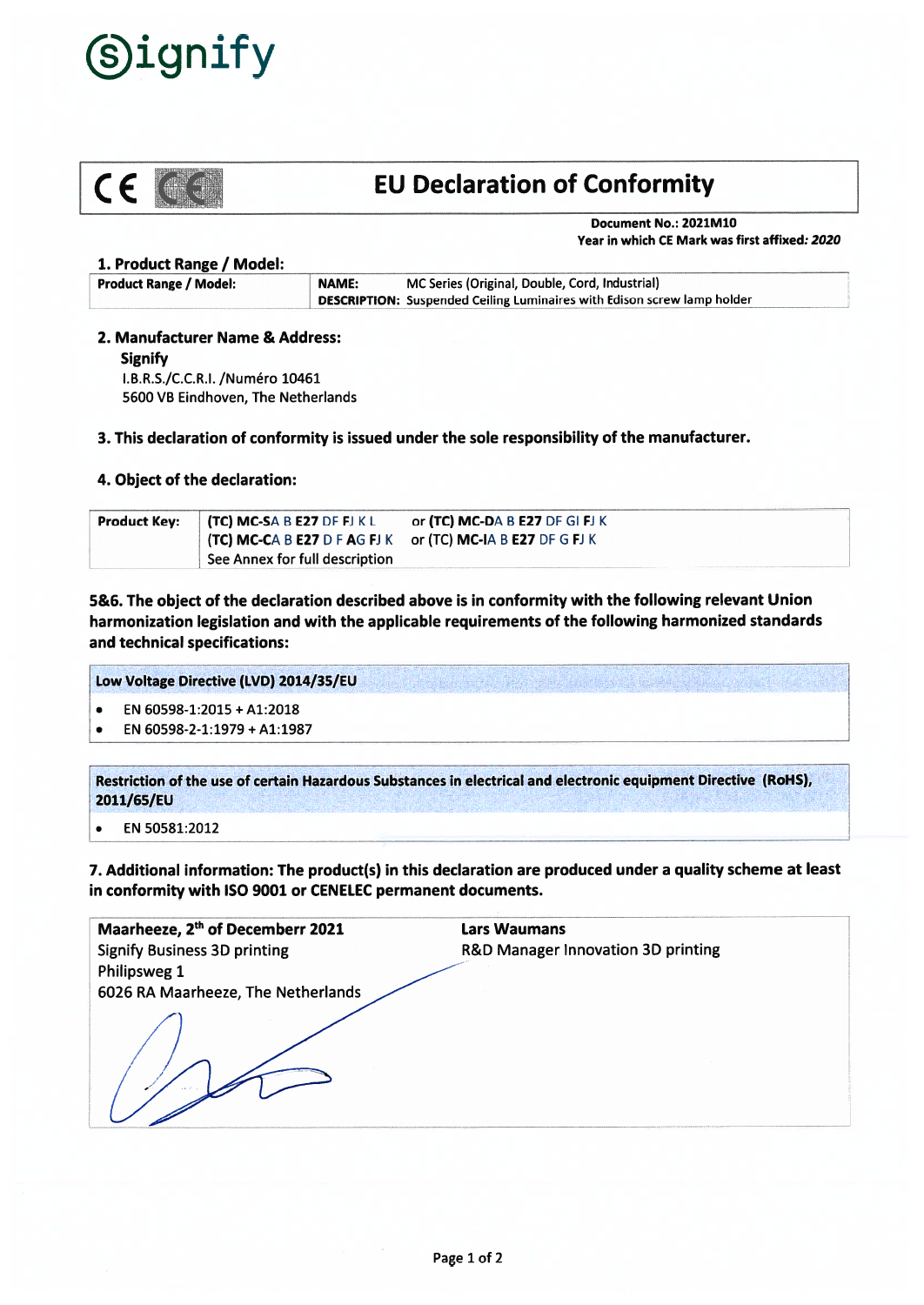Signify

# EU Declaration of Conformity

**Document No.: 2021M10**
**Year in which CE Mark was first affixed:** ***2020***

## 1. Product Range / Model:

| **Product Range / Model:** | **NAME:** MC Series (Original, Double, Cord, Industrial)<br>**DESCRIPTION:** Suspended Ceiling Luminaires with Edison screw lamp holder |
|---|---|

## 2. Manufacturer Name & Address:

**Signify**
I.B.R.S./C.C.R.I. /Numéro 10461
5600 VB Eindhoven, The Netherlands

## 3. This declaration of conformity is issued under the sole responsibility of the manufacturer.

## 4. Object of the declaration:

| **Product Key:** | **(TC) MC-SA** B **E27** DF FJ K L | or **(TC) MC-DA** B **E27** DF GI FJ K |
|---|---|---|
| | **(TC) MC-CA** B **E27** D F AG FJ K | or (TC) **MC-IA** B **E27** DF G FJ K |
| | See Annex for full description | |

## 5&6. The object of the declaration described above is in conformity with the following relevant Union harmonization legislation and with the applicable requirements of the following harmonized standards and technical specifications:

**Low Voltage Directive (LVD) 2014/35/EU**

- EN 60598-1:2015 + A1:2018
- EN 60598-2-1:1979 + A1:1987

**Restriction of the use of certain Hazardous Substances in electrical and electronic equipment Directive (RoHS), 2011/65/EU**

- EN 50581:2012

## 7. Additional information: The product(s) in this declaration are produced under a quality scheme at least in conformity with ISO 9001 or CENELEC permanent documents.

| **Maarheeze, 2th of Decemberr 2021**<br>Signify Business 3D printing<br>Philipsweg 1<br>6026 RA Maarheeze, The Netherlands | **Lars Waumans**<br>R&D Manager Innovation 3D printing |
|---|---|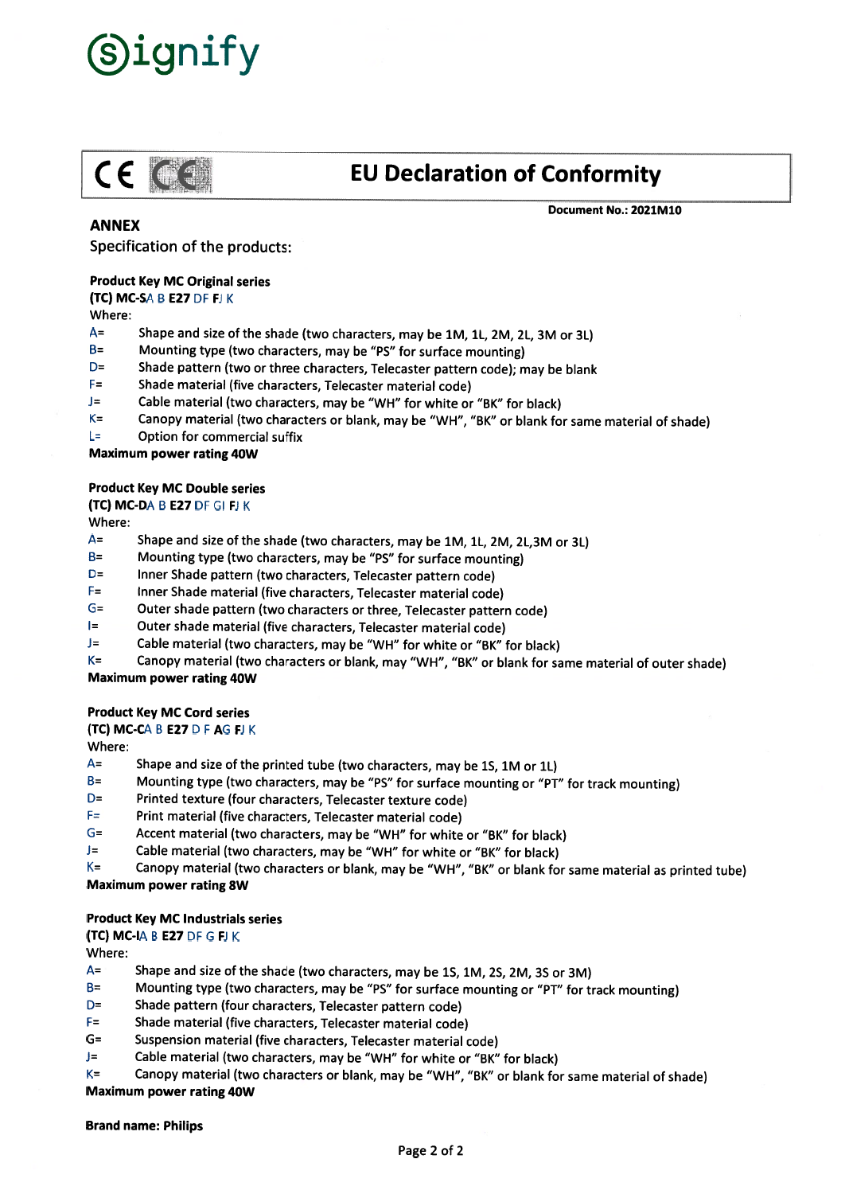signify

CE

# EU Declaration of Conformity

**Document No.: 2021M10**

## ANNEX

Specification of the products:

**Product Key MC Original series**

**(TC) MC-SA B E27 DF FJ K**

Where:

- A= Shape and size of the shade (two characters, may be 1M, 1L, 2M, 2L, 3M or 3L)
- B= Mounting type (two characters, may be "PS" for surface mounting)
- D= Shade pattern (two or three characters, Telecaster pattern code); may be blank
- F= Shade material (five characters, Telecaster material code)
- J= Cable material (two characters, may be "WH" for white or "BK" for black)
- K= Canopy material (two characters or blank, may be "WH", "BK" or blank for same material of shade)
- L= Option for commercial suffix

**Maximum power rating 40W**

**Product Key MC Double series**

**(TC) MC-DA B E27 DF GI FJ K**

Where:

- A= Shape and size of the shade (two characters, may be 1M, 1L, 2M, 2L,3M or 3L)
- B= Mounting type (two characters, may be "PS" for surface mounting)
- D= Inner Shade pattern (two characters, Telecaster pattern code)
- F= Inner Shade material (five characters, Telecaster material code)
- G= Outer shade pattern (two characters or three, Telecaster pattern code)
- I= Outer shade material (five characters, Telecaster material code)
- J= Cable material (two characters, may be "WH" for white or "BK" for black)
- K= Canopy material (two characters or blank, may "WH", "BK" or blank for same material of outer shade)

**Maximum power rating 40W**

**Product Key MC Cord series**

**(TC) MC-CA B E27 D F AG FJ K**

Where:

- A= Shape and size of the printed tube (two characters, may be 1S, 1M or 1L)
- B= Mounting type (two characters, may be "PS" for surface mounting or "PT" for track mounting)
- D= Printed texture (four characters, Telecaster texture code)
- F= Print material (five characters, Telecaster material code)
- G= Accent material (two characters, may be "WH" for white or "BK" for black)
- J= Cable material (two characters, may be "WH" for white or "BK" for black)
- K= Canopy material (two characters or blank, may be "WH", "BK" or blank for same material as printed tube)

**Maximum power rating 8W**

**Product Key MC Industrials series**

**(TC) MC-IA B E27 DF G FJ K**

Where:

- A= Shape and size of the shade (two characters, may be 1S, 1M, 2S, 2M, 3S or 3M)
- B= Mounting type (two characters, may be "PS" for surface mounting or "PT" for track mounting)
- D= Shade pattern (four characters, Telecaster pattern code)
- F= Shade material (five characters, Telecaster material code)
- G= Suspension material (five characters, Telecaster material code)
- J= Cable material (two characters, may be "WH" for white or "BK" for black)
- K= Canopy material (two characters or blank, may be "WH", "BK" or blank for same material of shade)

**Maximum power rating 40W**

**Brand name: Philips**